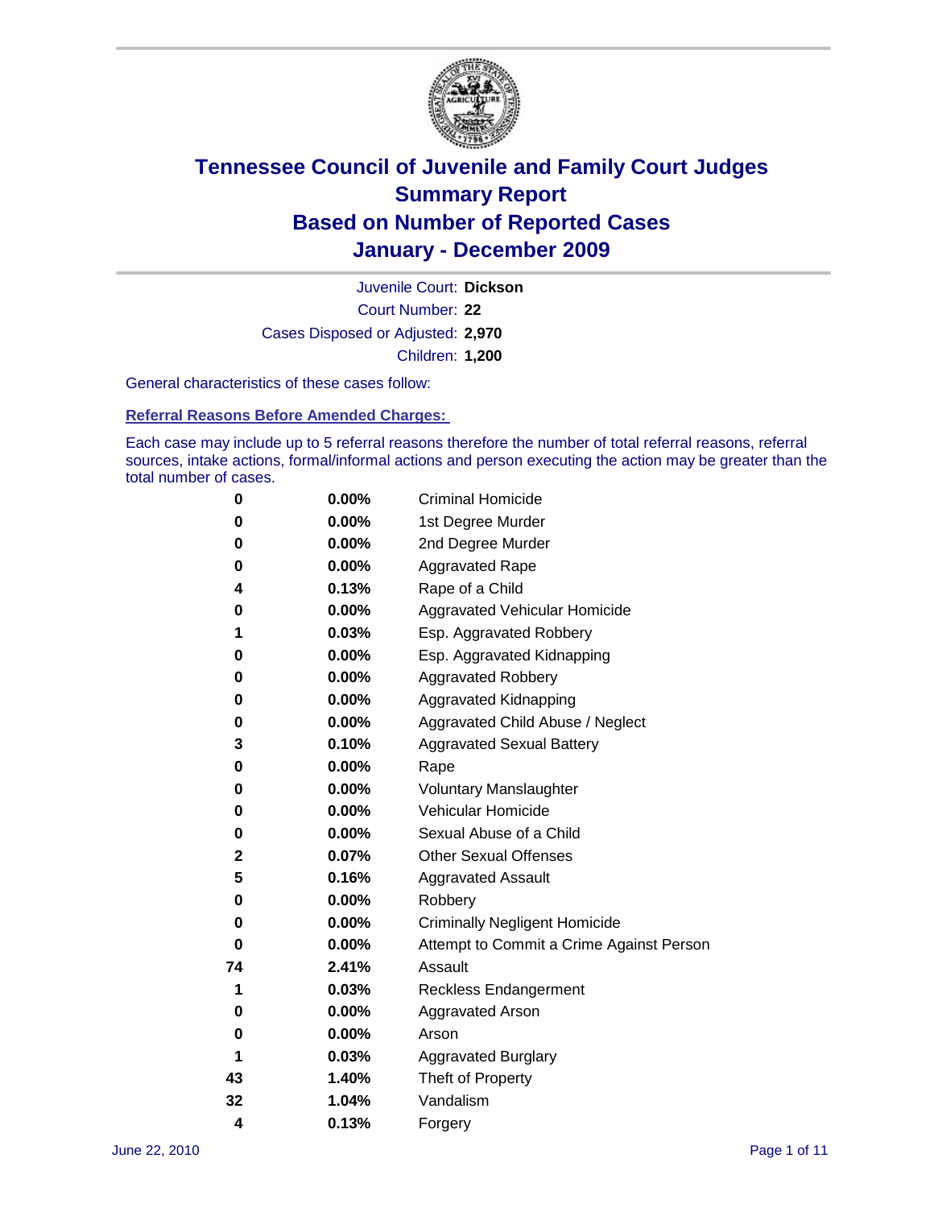# Tennessee Council of Juvenile and Family Court Judges
## Summary Report
## Based on Number of Reported Cases
## January - December 2009

Juvenile Court: **Dickson**

Court Number: **22**

Cases Disposed or Adjusted: **2,970**

Children: **1,200**

General characteristics of these cases follow:

### Referral Reasons Before Amended Charges:

Each case may include up to 5 referral reasons therefore the number of total referral reasons, referral sources, intake actions, formal/informal actions and person executing the action may be greater than the total number of cases.

| Count | Percent | Referral Reason |
|---|---|---|
| 0 | 0.00% | Criminal Homicide |
| 0 | 0.00% | 1st Degree Murder |
| 0 | 0.00% | 2nd Degree Murder |
| 0 | 0.00% | Aggravated Rape |
| 4 | 0.13% | Rape of a Child |
| 0 | 0.00% | Aggravated Vehicular Homicide |
| 1 | 0.03% | Esp. Aggravated Robbery |
| 0 | 0.00% | Esp. Aggravated Kidnapping |
| 0 | 0.00% | Aggravated Robbery |
| 0 | 0.00% | Aggravated Kidnapping |
| 0 | 0.00% | Aggravated Child Abuse / Neglect |
| 3 | 0.10% | Aggravated Sexual Battery |
| 0 | 0.00% | Rape |
| 0 | 0.00% | Voluntary Manslaughter |
| 0 | 0.00% | Vehicular Homicide |
| 0 | 0.00% | Sexual Abuse of a Child |
| 2 | 0.07% | Other Sexual Offenses |
| 5 | 0.16% | Aggravated Assault |
| 0 | 0.00% | Robbery |
| 0 | 0.00% | Criminally Negligent Homicide |
| 0 | 0.00% | Attempt to Commit a Crime Against Person |
| 74 | 2.41% | Assault |
| 1 | 0.03% | Reckless Endangerment |
| 0 | 0.00% | Aggravated Arson |
| 0 | 0.00% | Arson |
| 1 | 0.03% | Aggravated Burglary |
| 43 | 1.40% | Theft of Property |
| 32 | 1.04% | Vandalism |
| 4 | 0.13% | Forgery |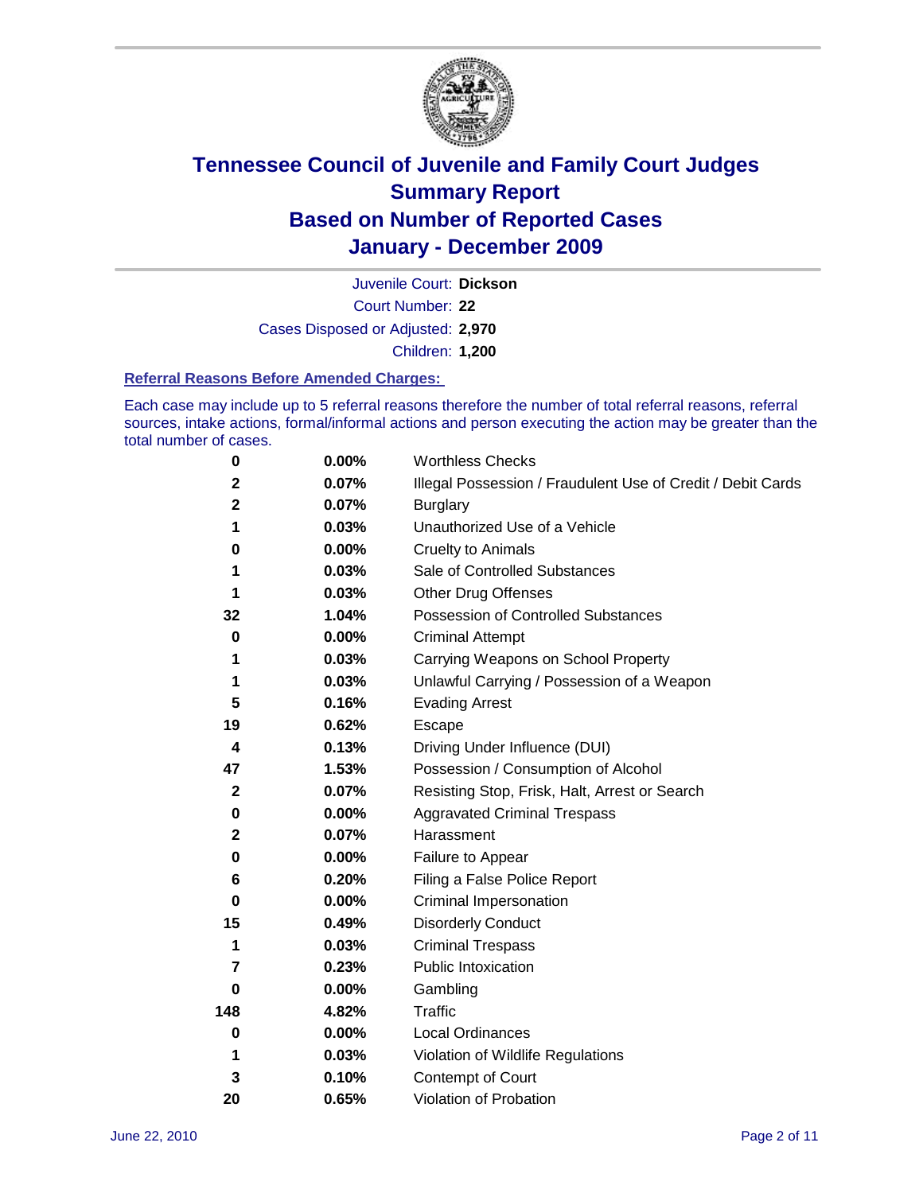# Tennessee Council of Juvenile and Family Court Judges
## Summary Report
## Based on Number of Reported Cases
## January - December 2009

Juvenile Court: **Dickson**
Court Number: **22**
Cases Disposed or Adjusted: **2,970**
Children: **1,200**

### Referral Reasons Before Amended Charges:

Each case may include up to 5 referral reasons therefore the number of total referral reasons, referral sources, intake actions, formal/informal actions and person executing the action may be greater than the total number of cases.

| Count | Percent | Referral Reason |
|---|---|---|
| 0 | 0.00% | Worthless Checks |
| 2 | 0.07% | Illegal Possession / Fraudulent Use of Credit / Debit Cards |
| 2 | 0.07% | Burglary |
| 1 | 0.03% | Unauthorized Use of a Vehicle |
| 0 | 0.00% | Cruelty to Animals |
| 1 | 0.03% | Sale of Controlled Substances |
| 1 | 0.03% | Other Drug Offenses |
| 32 | 1.04% | Possession of Controlled Substances |
| 0 | 0.00% | Criminal Attempt |
| 1 | 0.03% | Carrying Weapons on School Property |
| 1 | 0.03% | Unlawful Carrying / Possession of a Weapon |
| 5 | 0.16% | Evading Arrest |
| 19 | 0.62% | Escape |
| 4 | 0.13% | Driving Under Influence (DUI) |
| 47 | 1.53% | Possession / Consumption of Alcohol |
| 2 | 0.07% | Resisting Stop, Frisk, Halt, Arrest or Search |
| 0 | 0.00% | Aggravated Criminal Trespass |
| 2 | 0.07% | Harassment |
| 0 | 0.00% | Failure to Appear |
| 6 | 0.20% | Filing a False Police Report |
| 0 | 0.00% | Criminal Impersonation |
| 15 | 0.49% | Disorderly Conduct |
| 1 | 0.03% | Criminal Trespass |
| 7 | 0.23% | Public Intoxication |
| 0 | 0.00% | Gambling |
| 148 | 4.82% | Traffic |
| 0 | 0.00% | Local Ordinances |
| 1 | 0.03% | Violation of Wildlife Regulations |
| 3 | 0.10% | Contempt of Court |
| 20 | 0.65% | Violation of Probation |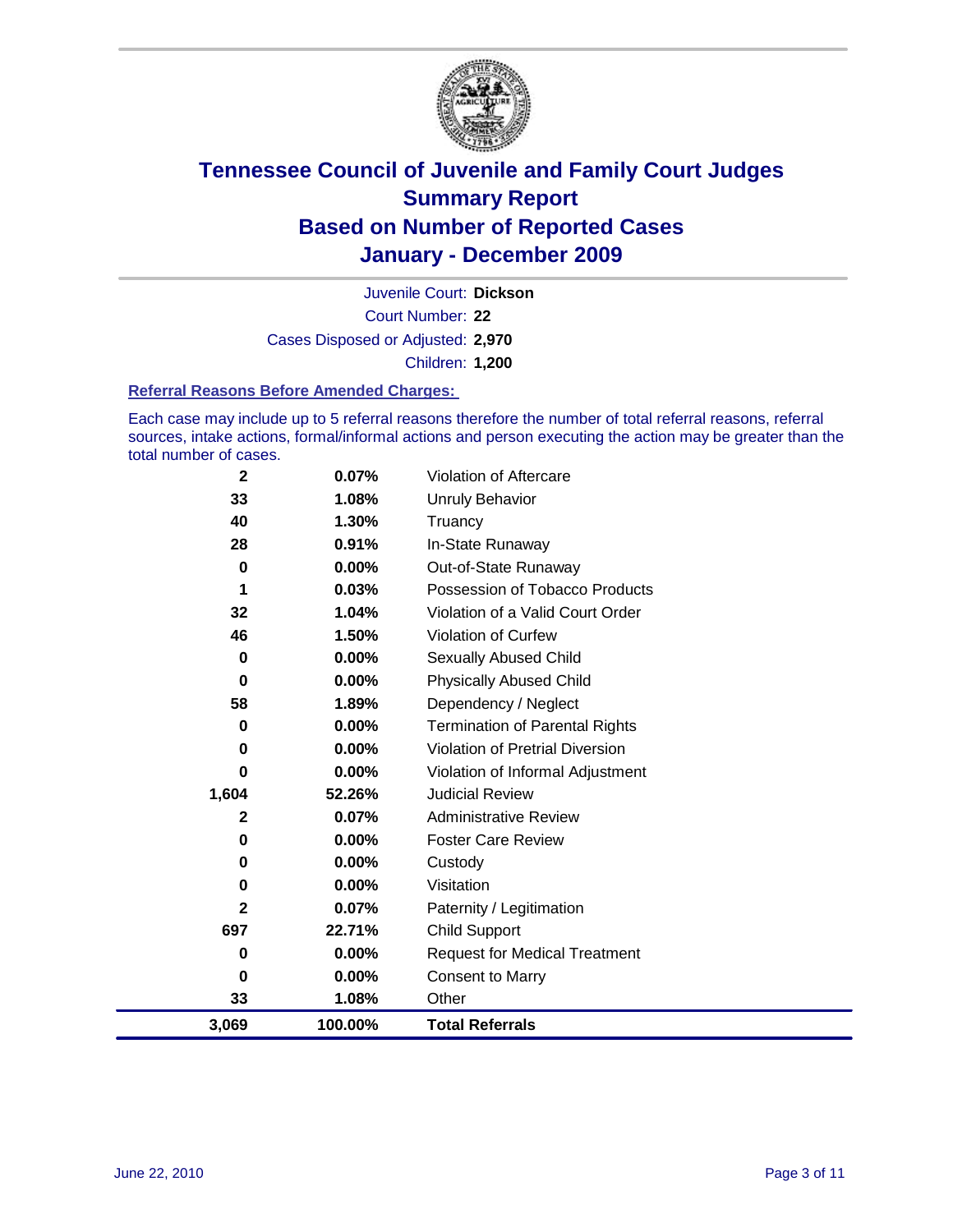# Tennessee Council of Juvenile and Family Court Judges
## Summary Report
## Based on Number of Reported Cases
## January - December 2009

Juvenile Court: **Dickson**

Court Number: **22**

Cases Disposed or Adjusted: **2,970**

Children: **1,200**

### Referral Reasons Before Amended Charges:

Each case may include up to 5 referral reasons therefore the number of total referral reasons, referral sources, intake actions, formal/informal actions and person executing the action may be greater than the total number of cases.

| Count | Percent | Referral Reason |
|---|---|---|
| 2 | 0.07% | Violation of Aftercare |
| 33 | 1.08% | Unruly Behavior |
| 40 | 1.30% | Truancy |
| 28 | 0.91% | In-State Runaway |
| 0 | 0.00% | Out-of-State Runaway |
| 1 | 0.03% | Possession of Tobacco Products |
| 32 | 1.04% | Violation of a Valid Court Order |
| 46 | 1.50% | Violation of Curfew |
| 0 | 0.00% | Sexually Abused Child |
| 0 | 0.00% | Physically Abused Child |
| 58 | 1.89% | Dependency / Neglect |
| 0 | 0.00% | Termination of Parental Rights |
| 0 | 0.00% | Violation of Pretrial Diversion |
| 0 | 0.00% | Violation of Informal Adjustment |
| 1,604 | 52.26% | Judicial Review |
| 2 | 0.07% | Administrative Review |
| 0 | 0.00% | Foster Care Review |
| 0 | 0.00% | Custody |
| 0 | 0.00% | Visitation |
| 2 | 0.07% | Paternity / Legitimation |
| 697 | 22.71% | Child Support |
| 0 | 0.00% | Request for Medical Treatment |
| 0 | 0.00% | Consent to Marry |
| 33 | 1.08% | Other |
| **3,069** | **100.00%** | **Total Referrals** |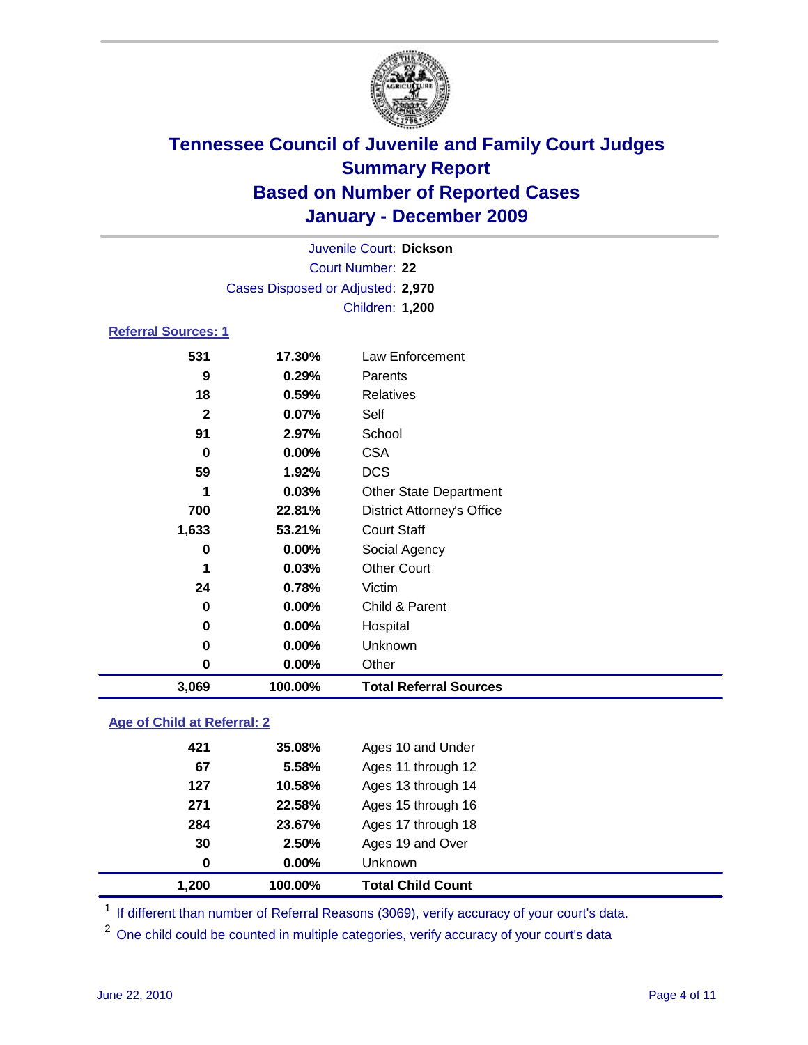# Tennessee Council of Juvenile and Family Court Judges
# Summary Report
# Based on Number of Reported Cases
# January - December 2009

Juvenile Court: **Dickson**

Court Number: **22**

Cases Disposed or Adjusted: **2,970**

Children: **1,200**

### Referral Sources: 1

| | | |
|---|---|---|
| 531 | 17.30% | Law Enforcement |
| 9 | 0.29% | Parents |
| 18 | 0.59% | Relatives |
| 2 | 0.07% | Self |
| 91 | 2.97% | School |
| 0 | 0.00% | CSA |
| 59 | 1.92% | DCS |
| 1 | 0.03% | Other State Department |
| 700 | 22.81% | District Attorney's Office |
| 1,633 | 53.21% | Court Staff |
| 0 | 0.00% | Social Agency |
| 1 | 0.03% | Other Court |
| 24 | 0.78% | Victim |
| 0 | 0.00% | Child & Parent |
| 0 | 0.00% | Hospital |
| 0 | 0.00% | Unknown |
| 0 | 0.00% | Other |
| **3,069** | **100.00%** | **Total Referral Sources** |

### Age of Child at Referral: 2

| | | |
|---|---|---|
| 421 | 35.08% | Ages 10 and Under |
| 67 | 5.58% | Ages 11 through 12 |
| 127 | 10.58% | Ages 13 through 14 |
| 271 | 22.58% | Ages 15 through 16 |
| 284 | 23.67% | Ages 17 through 18 |
| 30 | 2.50% | Ages 19 and Over |
| 0 | 0.00% | Unknown |
| **1,200** | **100.00%** | **Total Child Count** |

[1] If different than number of Referral Reasons (3069), verify accuracy of your court's data.

[2] One child could be counted in multiple categories, verify accuracy of your court's data

June 22, 2010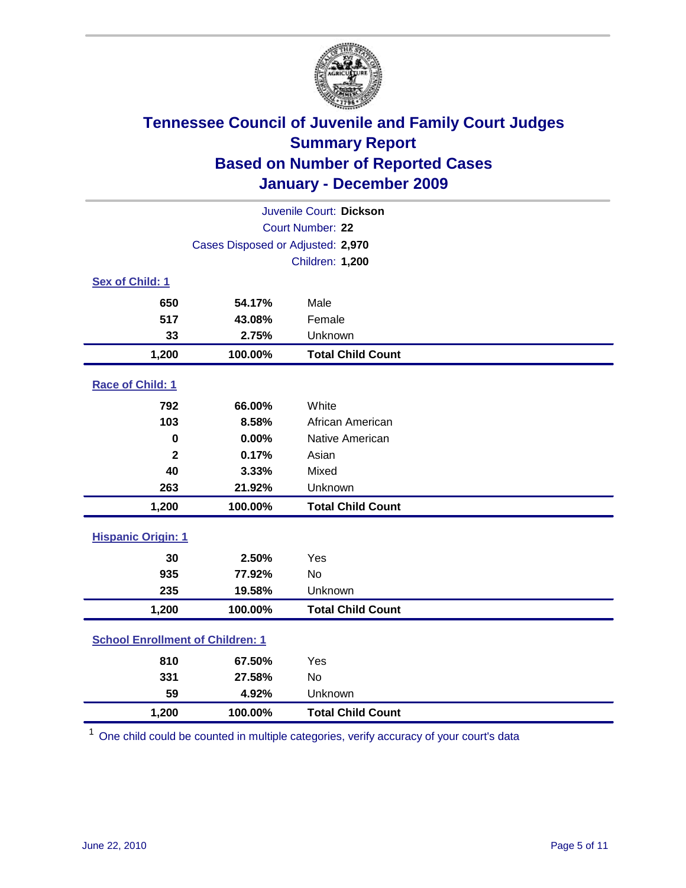# Tennessee Council of Juvenile and Family Court Judges
## Summary Report
## Based on Number of Reported Cases
## January - December 2009

Juvenile Court: **Dickson**
Court Number: **22**
Cases Disposed or Adjusted: **2,970**
Children: **1,200**

### Sex of Child: 1

| Count | Percent | Category |
|---|---|---|
| 650 | 54.17% | Male |
| 517 | 43.08% | Female |
| 33 | 2.75% | Unknown |
| **1,200** | **100.00%** | **Total Child Count** |

### Race of Child: 1

| Count | Percent | Category |
|---|---|---|
| 792 | 66.00% | White |
| 103 | 8.58% | African American |
| 0 | 0.00% | Native American |
| 2 | 0.17% | Asian |
| 40 | 3.33% | Mixed |
| 263 | 21.92% | Unknown |
| **1,200** | **100.00%** | **Total Child Count** |

### Hispanic Origin: 1

| Count | Percent | Category |
|---|---|---|
| 30 | 2.50% | Yes |
| 935 | 77.92% | No |
| 235 | 19.58% | Unknown |
| **1,200** | **100.00%** | **Total Child Count** |

### School Enrollment of Children: 1

| Count | Percent | Category |
|---|---|---|
| 810 | 67.50% | Yes |
| 331 | 27.58% | No |
| 59 | 4.92% | Unknown |
| **1,200** | **100.00%** | **Total Child Count** |

[1] One child could be counted in multiple categories, verify accuracy of your court's data

June 22, 2010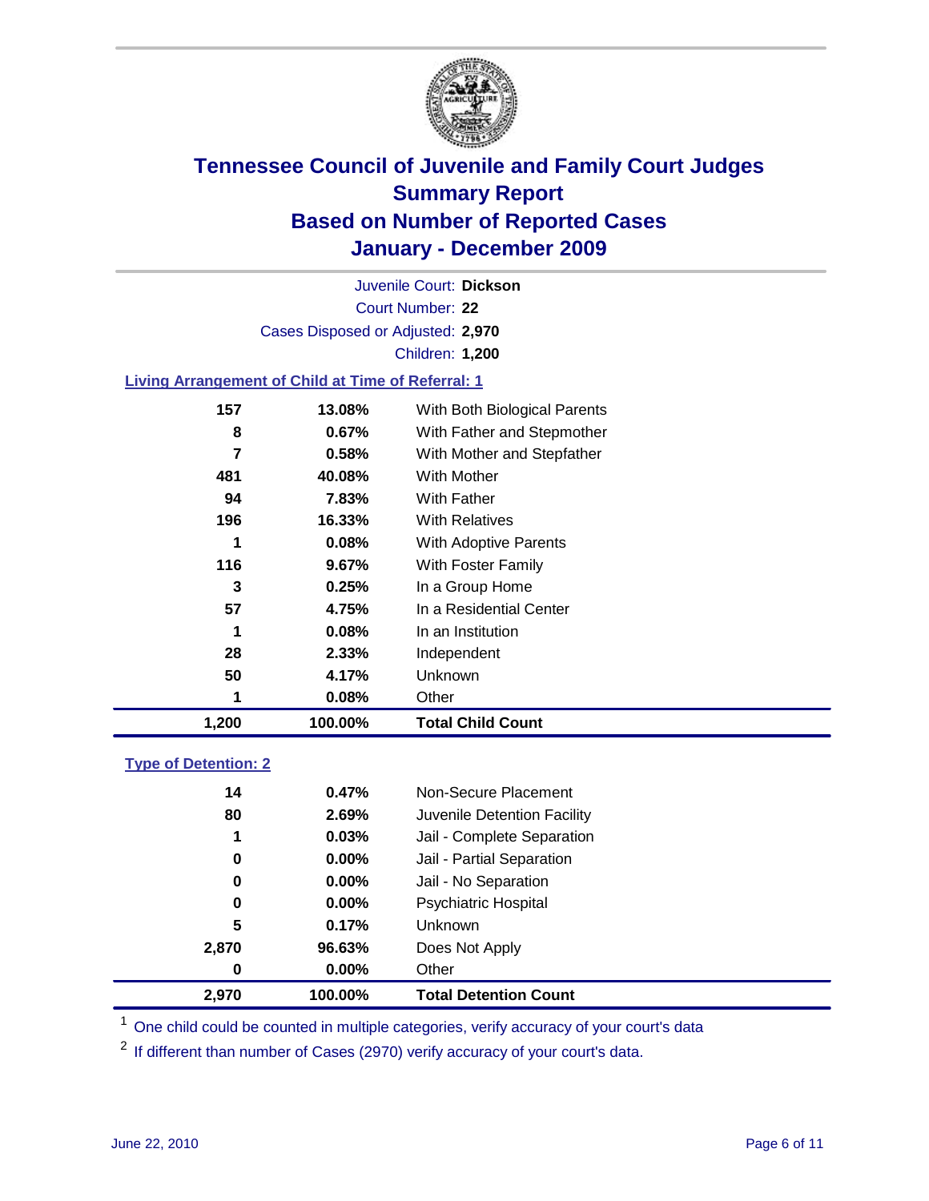# Tennessee Council of Juvenile and Family Court Judges
## Summary Report
## Based on Number of Reported Cases
## January - December 2009

Juvenile Court: **Dickson**

Court Number: **22**

Cases Disposed or Adjusted: **2,970**

Children: **1,200**

### Living Arrangement of Child at Time of Referral: 1

| Count | Percent | Living Arrangement |
|---|---|---|
| 157 | 13.08% | With Both Biological Parents |
| 8 | 0.67% | With Father and Stepmother |
| 7 | 0.58% | With Mother and Stepfather |
| 481 | 40.08% | With Mother |
| 94 | 7.83% | With Father |
| 196 | 16.33% | With Relatives |
| 1 | 0.08% | With Adoptive Parents |
| 116 | 9.67% | With Foster Family |
| 3 | 0.25% | In a Group Home |
| 57 | 4.75% | In a Residential Center |
| 1 | 0.08% | In an Institution |
| 28 | 2.33% | Independent |
| 50 | 4.17% | Unknown |
| 1 | 0.08% | Other |
| **1,200** | **100.00%** | **Total Child Count** |

### Type of Detention: 2

| Count | Percent | Type of Detention |
|---|---|---|
| 14 | 0.47% | Non-Secure Placement |
| 80 | 2.69% | Juvenile Detention Facility |
| 1 | 0.03% | Jail - Complete Separation |
| 0 | 0.00% | Jail - Partial Separation |
| 0 | 0.00% | Jail - No Separation |
| 0 | 0.00% | Psychiatric Hospital |
| 5 | 0.17% | Unknown |
| 2,870 | 96.63% | Does Not Apply |
| 0 | 0.00% | Other |
| **2,970** | **100.00%** | **Total Detention Count** |

[1] One child could be counted in multiple categories, verify accuracy of your court's data

[2] If different than number of Cases (2970) verify accuracy of your court's data.

June 22, 2010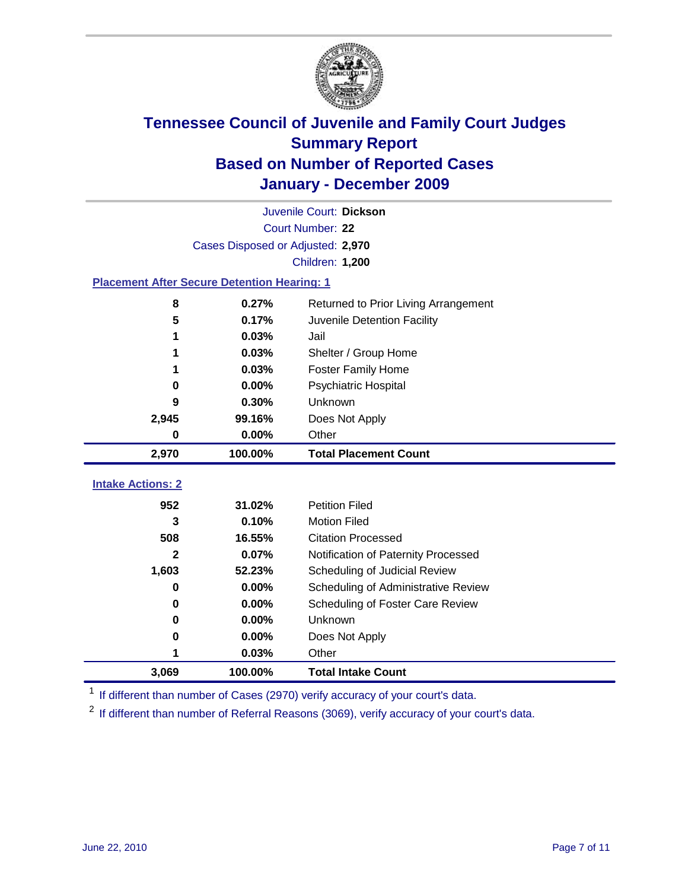# Tennessee Council of Juvenile and Family Court Judges
## Summary Report
## Based on Number of Reported Cases
## January - December 2009

Juvenile Court: **Dickson**

Court Number: **22**

Cases Disposed or Adjusted: **2,970**

Children: **1,200**

### Placement After Secure Detention Hearing: 1

| Count | Percent | Placement |
|---|---|---|
| 8 | 0.27% | Returned to Prior Living Arrangement |
| 5 | 0.17% | Juvenile Detention Facility |
| 1 | 0.03% | Jail |
| 1 | 0.03% | Shelter / Group Home |
| 1 | 0.03% | Foster Family Home |
| 0 | 0.00% | Psychiatric Hospital |
| 9 | 0.30% | Unknown |
| 2,945 | 99.16% | Does Not Apply |
| 0 | 0.00% | Other |
| **2,970** | **100.00%** | **Total Placement Count** |

### Intake Actions: 2

| Count | Percent | Intake Action |
|---|---|---|
| 952 | 31.02% | Petition Filed |
| 3 | 0.10% | Motion Filed |
| 508 | 16.55% | Citation Processed |
| 2 | 0.07% | Notification of Paternity Processed |
| 1,603 | 52.23% | Scheduling of Judicial Review |
| 0 | 0.00% | Scheduling of Administrative Review |
| 0 | 0.00% | Scheduling of Foster Care Review |
| 0 | 0.00% | Unknown |
| 0 | 0.00% | Does Not Apply |
| 1 | 0.03% | Other |
| **3,069** | **100.00%** | **Total Intake Count** |

[1] If different than number of Cases (2970) verify accuracy of your court's data.

[2] If different than number of Referral Reasons (3069), verify accuracy of your court's data.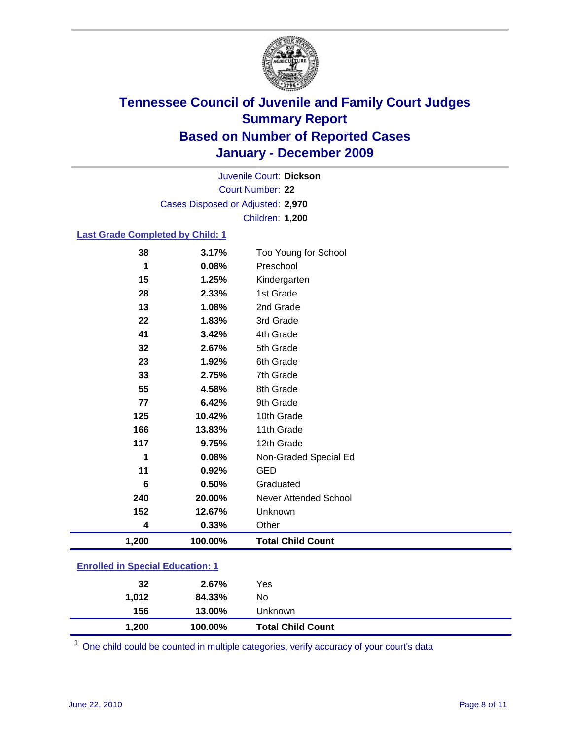# Tennessee Council of Juvenile and Family Court Judges
# Summary Report
# Based on Number of Reported Cases
# January - December 2009

Juvenile Court: **Dickson**
Court Number: **22**
Cases Disposed or Adjusted: **2,970**
Children: **1,200**

### Last Grade Completed by Child: 1

| Count | Percent | Category |
|---|---|---|
| 38 | 3.17% | Too Young for School |
| 1 | 0.08% | Preschool |
| 15 | 1.25% | Kindergarten |
| 28 | 2.33% | 1st Grade |
| 13 | 1.08% | 2nd Grade |
| 22 | 1.83% | 3rd Grade |
| 41 | 3.42% | 4th Grade |
| 32 | 2.67% | 5th Grade |
| 23 | 1.92% | 6th Grade |
| 33 | 2.75% | 7th Grade |
| 55 | 4.58% | 8th Grade |
| 77 | 6.42% | 9th Grade |
| 125 | 10.42% | 10th Grade |
| 166 | 13.83% | 11th Grade |
| 117 | 9.75% | 12th Grade |
| 1 | 0.08% | Non-Graded Special Ed |
| 11 | 0.92% | GED |
| 6 | 0.50% | Graduated |
| 240 | 20.00% | Never Attended School |
| 152 | 12.67% | Unknown |
| 4 | 0.33% | Other |
| **1,200** | **100.00%** | **Total Child Count** |

### Enrolled in Special Education: 1

| Count | Percent | Category |
|---|---|---|
| 32 | 2.67% | Yes |
| 1,012 | 84.33% | No |
| 156 | 13.00% | Unknown |
| **1,200** | **100.00%** | **Total Child Count** |

[1] One child could be counted in multiple categories, verify accuracy of your court's data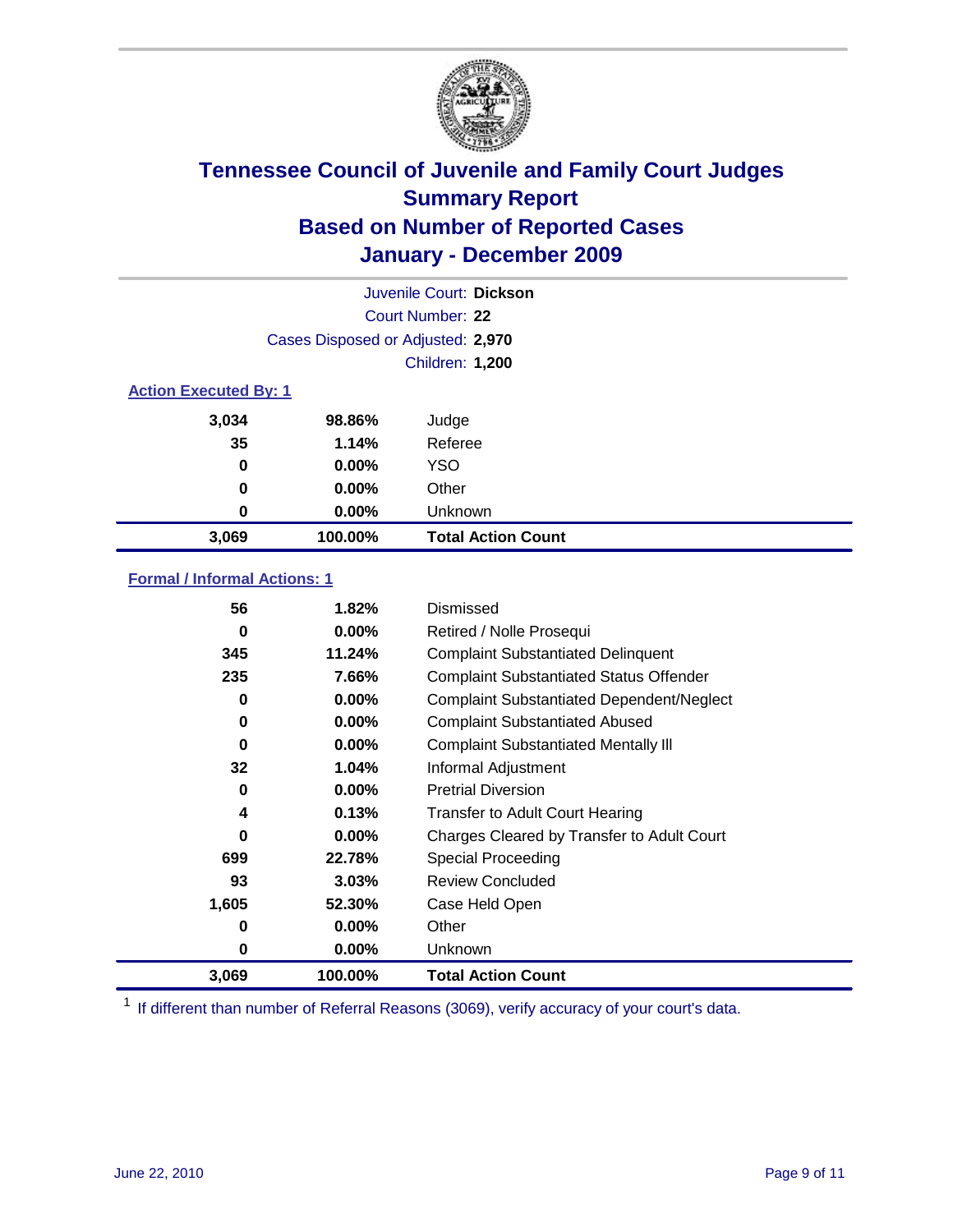# Tennessee Council of Juvenile and Family Court Judges
## Summary Report
## Based on Number of Reported Cases
## January - December 2009

Juvenile Court: **Dickson**

Court Number: **22**

Cases Disposed or Adjusted: **2,970**

Children: **1,200**

### Action Executed By: 1

| | | |
|---|---|---|
| 3,034 | 98.86% | Judge |
| 35 | 1.14% | Referee |
| 0 | 0.00% | YSO |
| 0 | 0.00% | Other |
| 0 | 0.00% | Unknown |
| **3,069** | **100.00%** | **Total Action Count** |

### Formal / Informal Actions: 1

| | | |
|---|---|---|
| 56 | 1.82% | Dismissed |
| 0 | 0.00% | Retired / Nolle Prosequi |
| 345 | 11.24% | Complaint Substantiated Delinquent |
| 235 | 7.66% | Complaint Substantiated Status Offender |
| 0 | 0.00% | Complaint Substantiated Dependent/Neglect |
| 0 | 0.00% | Complaint Substantiated Abused |
| 0 | 0.00% | Complaint Substantiated Mentally Ill |
| 32 | 1.04% | Informal Adjustment |
| 0 | 0.00% | Pretrial Diversion |
| 4 | 0.13% | Transfer to Adult Court Hearing |
| 0 | 0.00% | Charges Cleared by Transfer to Adult Court |
| 699 | 22.78% | Special Proceeding |
| 93 | 3.03% | Review Concluded |
| 1,605 | 52.30% | Case Held Open |
| 0 | 0.00% | Other |
| 0 | 0.00% | Unknown |
| **3,069** | **100.00%** | **Total Action Count** |

[1] If different than number of Referral Reasons (3069), verify accuracy of your court's data.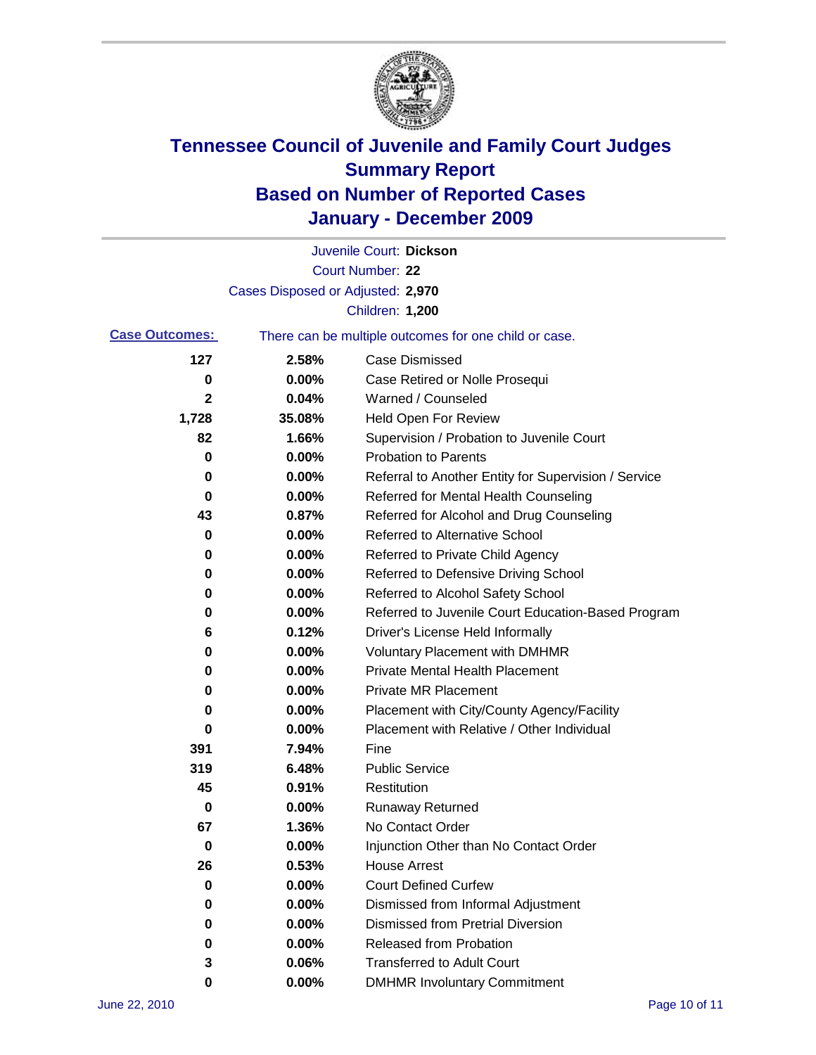# Tennessee Council of Juvenile and Family Court Judges
# Summary Report
# Based on Number of Reported Cases
# January - December 2009

Juvenile Court: **Dickson**

Court Number: **22**

Cases Disposed or Adjusted: **2,970**

Children: **1,200**

**Case Outcomes:** There can be multiple outcomes for one child or case.

| | | |
|---|---|---|
| 127 | 2.58% | Case Dismissed |
| 0 | 0.00% | Case Retired or Nolle Prosequi |
| 2 | 0.04% | Warned / Counseled |
| 1,728 | 35.08% | Held Open For Review |
| 82 | 1.66% | Supervision / Probation to Juvenile Court |
| 0 | 0.00% | Probation to Parents |
| 0 | 0.00% | Referral to Another Entity for Supervision / Service |
| 0 | 0.00% | Referred for Mental Health Counseling |
| 43 | 0.87% | Referred for Alcohol and Drug Counseling |
| 0 | 0.00% | Referred to Alternative School |
| 0 | 0.00% | Referred to Private Child Agency |
| 0 | 0.00% | Referred to Defensive Driving School |
| 0 | 0.00% | Referred to Alcohol Safety School |
| 0 | 0.00% | Referred to Juvenile Court Education-Based Program |
| 6 | 0.12% | Driver's License Held Informally |
| 0 | 0.00% | Voluntary Placement with DMHMR |
| 0 | 0.00% | Private Mental Health Placement |
| 0 | 0.00% | Private MR Placement |
| 0 | 0.00% | Placement with City/County Agency/Facility |
| 0 | 0.00% | Placement with Relative / Other Individual |
| 391 | 7.94% | Fine |
| 319 | 6.48% | Public Service |
| 45 | 0.91% | Restitution |
| 0 | 0.00% | Runaway Returned |
| 67 | 1.36% | No Contact Order |
| 0 | 0.00% | Injunction Other than No Contact Order |
| 26 | 0.53% | House Arrest |
| 0 | 0.00% | Court Defined Curfew |
| 0 | 0.00% | Dismissed from Informal Adjustment |
| 0 | 0.00% | Dismissed from Pretrial Diversion |
| 0 | 0.00% | Released from Probation |
| 3 | 0.06% | Transferred to Adult Court |
| 0 | 0.00% | DMHMR Involuntary Commitment |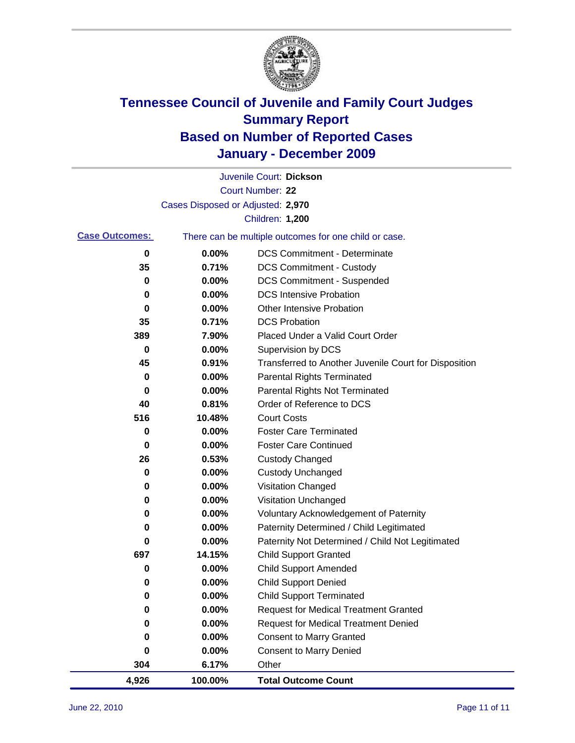# Tennessee Council of Juvenile and Family Court Judges
## Summary Report
## Based on Number of Reported Cases
## January - December 2009

Juvenile Court: **Dickson**

Court Number: **22**

Cases Disposed or Adjusted: **2,970**

Children: **1,200**

**Case Outcomes:** There can be multiple outcomes for one child or case.

| | | |
|---|---|---|
| 0 | 0.00% | DCS Commitment - Determinate |
| 35 | 0.71% | DCS Commitment - Custody |
| 0 | 0.00% | DCS Commitment - Suspended |
| 0 | 0.00% | DCS Intensive Probation |
| 0 | 0.00% | Other Intensive Probation |
| 35 | 0.71% | DCS Probation |
| 389 | 7.90% | Placed Under a Valid Court Order |
| 0 | 0.00% | Supervision by DCS |
| 45 | 0.91% | Transferred to Another Juvenile Court for Disposition |
| 0 | 0.00% | Parental Rights Terminated |
| 0 | 0.00% | Parental Rights Not Terminated |
| 40 | 0.81% | Order of Reference to DCS |
| 516 | 10.48% | Court Costs |
| 0 | 0.00% | Foster Care Terminated |
| 0 | 0.00% | Foster Care Continued |
| 26 | 0.53% | Custody Changed |
| 0 | 0.00% | Custody Unchanged |
| 0 | 0.00% | Visitation Changed |
| 0 | 0.00% | Visitation Unchanged |
| 0 | 0.00% | Voluntary Acknowledgement of Paternity |
| 0 | 0.00% | Paternity Determined / Child Legitimated |
| 0 | 0.00% | Paternity Not Determined / Child Not Legitimated |
| 697 | 14.15% | Child Support Granted |
| 0 | 0.00% | Child Support Amended |
| 0 | 0.00% | Child Support Denied |
| 0 | 0.00% | Child Support Terminated |
| 0 | 0.00% | Request for Medical Treatment Granted |
| 0 | 0.00% | Request for Medical Treatment Denied |
| 0 | 0.00% | Consent to Marry Granted |
| 0 | 0.00% | Consent to Marry Denied |
| 304 | 6.17% | Other |
| **4,926** | **100.00%** | **Total Outcome Count** |